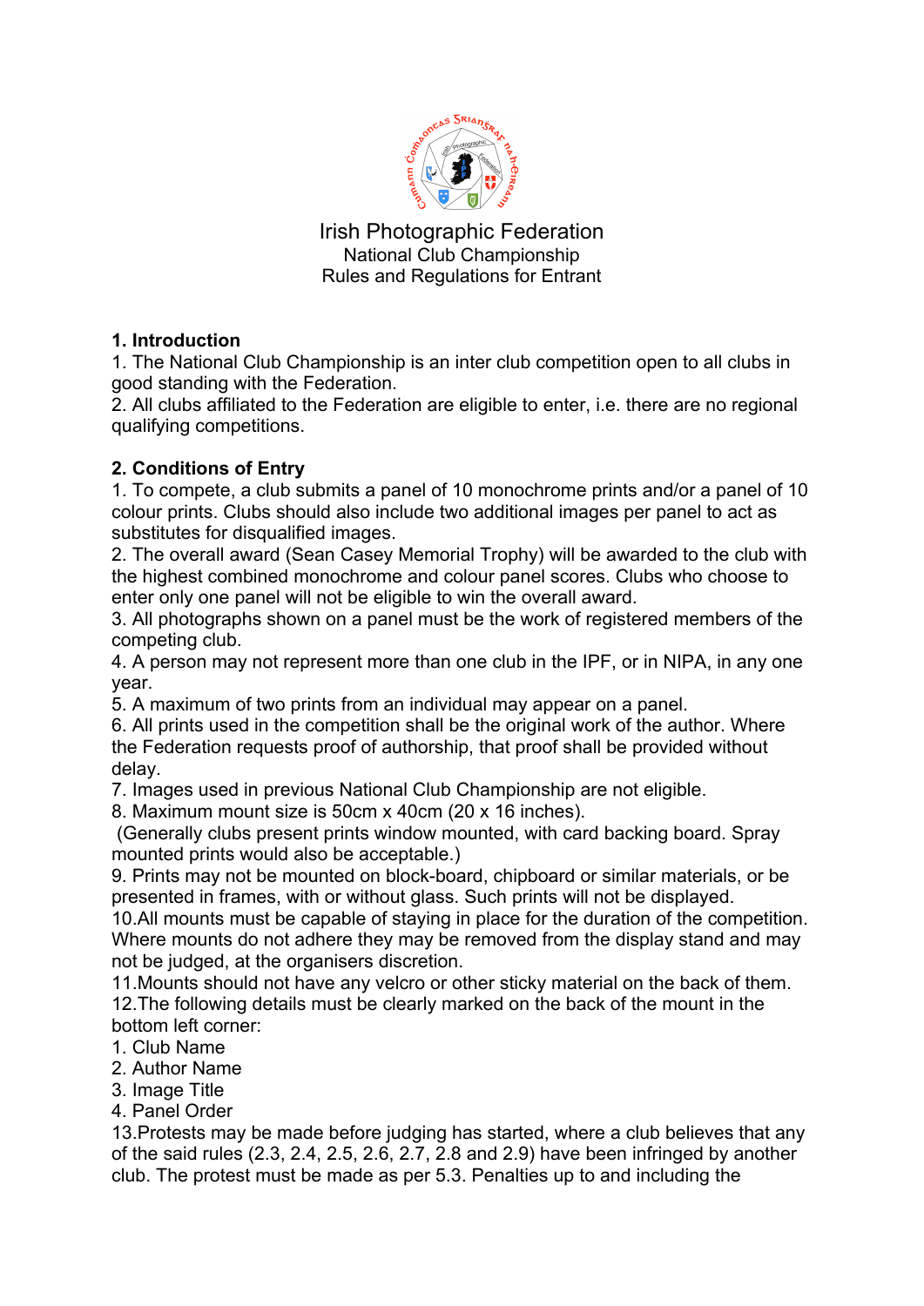# Irish Photographic Federation

National Club Championship
Rules and Regulations for Entrant

## 1. Introduction

1. The National Club Championship is an inter club competition open to all clubs in good standing with the Federation.
2. All clubs affiliated to the Federation are eligible to enter, i.e. there are no regional qualifying competitions.

## 2. Conditions of Entry

1. To compete, a club submits a panel of 10 monochrome prints and/or a panel of 10 colour prints. Clubs should also include two additional images per panel to act as substitutes for disqualified images.
2. The overall award (Sean Casey Memorial Trophy) will be awarded to the club with the highest combined monochrome and colour panel scores. Clubs who choose to enter only one panel will not be eligible to win the overall award.
3. All photographs shown on a panel must be the work of registered members of the competing club.
4. A person may not represent more than one club in the IPF, or in NIPA, in any one year.
5. A maximum of two prints from an individual may appear on a panel.
6. All prints used in the competition shall be the original work of the author. Where the Federation requests proof of authorship, that proof shall be provided without delay.
7. Images used in previous National Club Championship are not eligible.
8. Maximum mount size is 50cm x 40cm (20 x 16 inches).
 (Generally clubs present prints window mounted, with card backing board. Spray mounted prints would also be acceptable.)
9. Prints may not be mounted on block-board, chipboard or similar materials, or be presented in frames, with or without glass. Such prints will not be displayed.
10. All mounts must be capable of staying in place for the duration of the competition. Where mounts do not adhere they may be removed from the display stand and may not be judged, at the organisers discretion.
11. Mounts should not have any velcro or other sticky material on the back of them.
12. The following details must be clearly marked on the back of the mount in the bottom left corner:
    1. Club Name
    2. Author Name
    3. Image Title
    4. Panel Order
13. Protests may be made before judging has started, where a club believes that any of the said rules (2.3, 2.4, 2.5, 2.6, 2.7, 2.8 and 2.9) have been infringed by another club. The protest must be made as per 5.3. Penalties up to and including the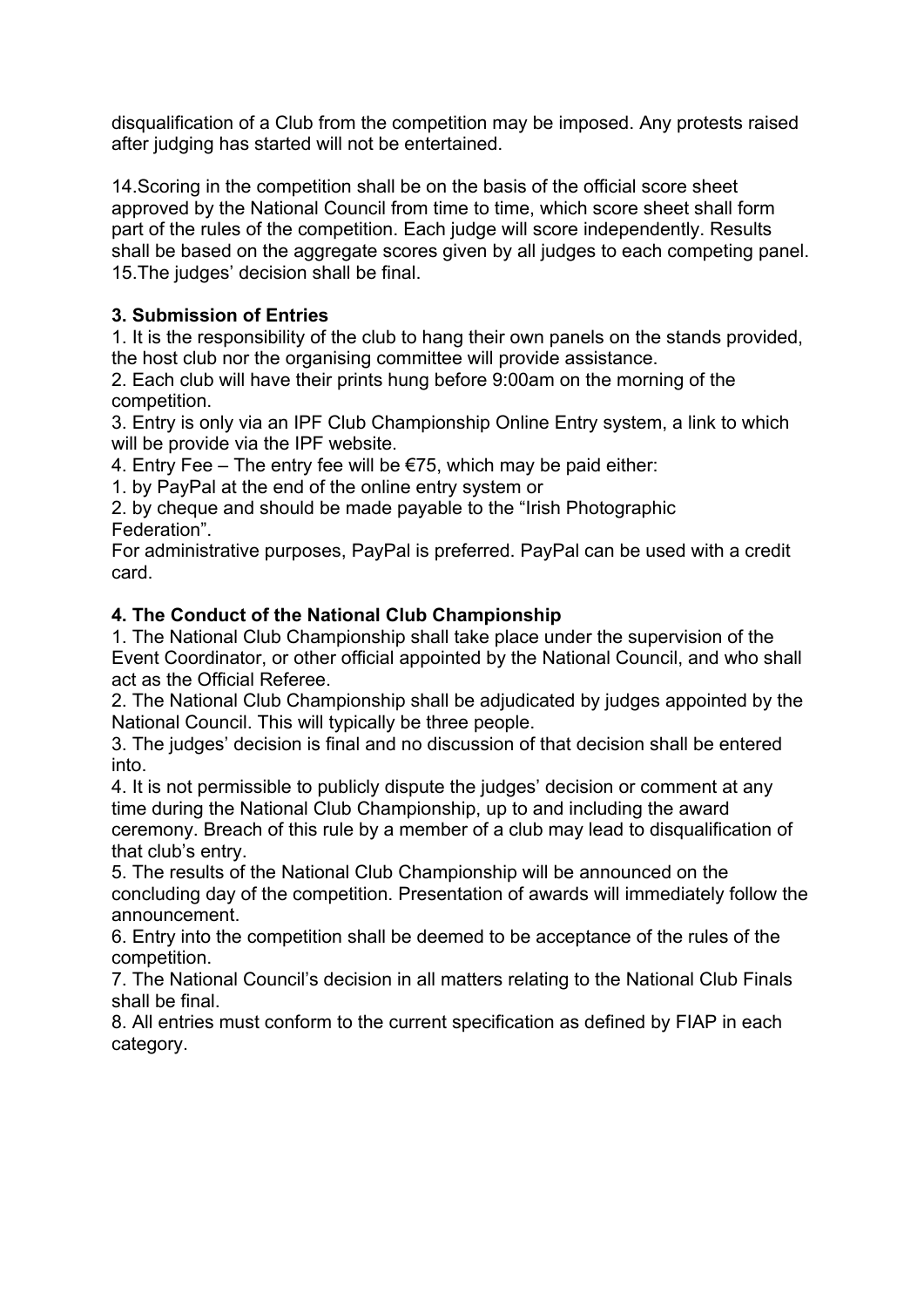disqualification of a Club from the competition may be imposed. Any protests raised after judging has started will not be entertained.

14.Scoring in the competition shall be on the basis of the official score sheet approved by the National Council from time to time, which score sheet shall form part of the rules of the competition. Each judge will score independently. Results shall be based on the aggregate scores given by all judges to each competing panel.
15.The judges' decision shall be final.

### 3. Submission of Entries

1. It is the responsibility of the club to hang their own panels on the stands provided, the host club nor the organising committee will provide assistance.
2. Each club will have their prints hung before 9:00am on the morning of the competition.
3. Entry is only via an IPF Club Championship Online Entry system, a link to which will be provide via the IPF website.
4. Entry Fee – The entry fee will be €75, which may be paid either:
   1. by PayPal at the end of the online entry system or
   2. by cheque and should be made payable to the "Irish Photographic Federation".

For administrative purposes, PayPal is preferred. PayPal can be used with a credit card.

### 4. The Conduct of the National Club Championship

1. The National Club Championship shall take place under the supervision of the Event Coordinator, or other official appointed by the National Council, and who shall act as the Official Referee.
2. The National Club Championship shall be adjudicated by judges appointed by the National Council. This will typically be three people.
3. The judges' decision is final and no discussion of that decision shall be entered into.
4. It is not permissible to publicly dispute the judges' decision or comment at any time during the National Club Championship, up to and including the award ceremony. Breach of this rule by a member of a club may lead to disqualification of that club's entry.
5. The results of the National Club Championship will be announced on the concluding day of the competition. Presentation of awards will immediately follow the announcement.
6. Entry into the competition shall be deemed to be acceptance of the rules of the competition.
7. The National Council's decision in all matters relating to the National Club Finals shall be final.
8. All entries must conform to the current specification as defined by FIAP in each category.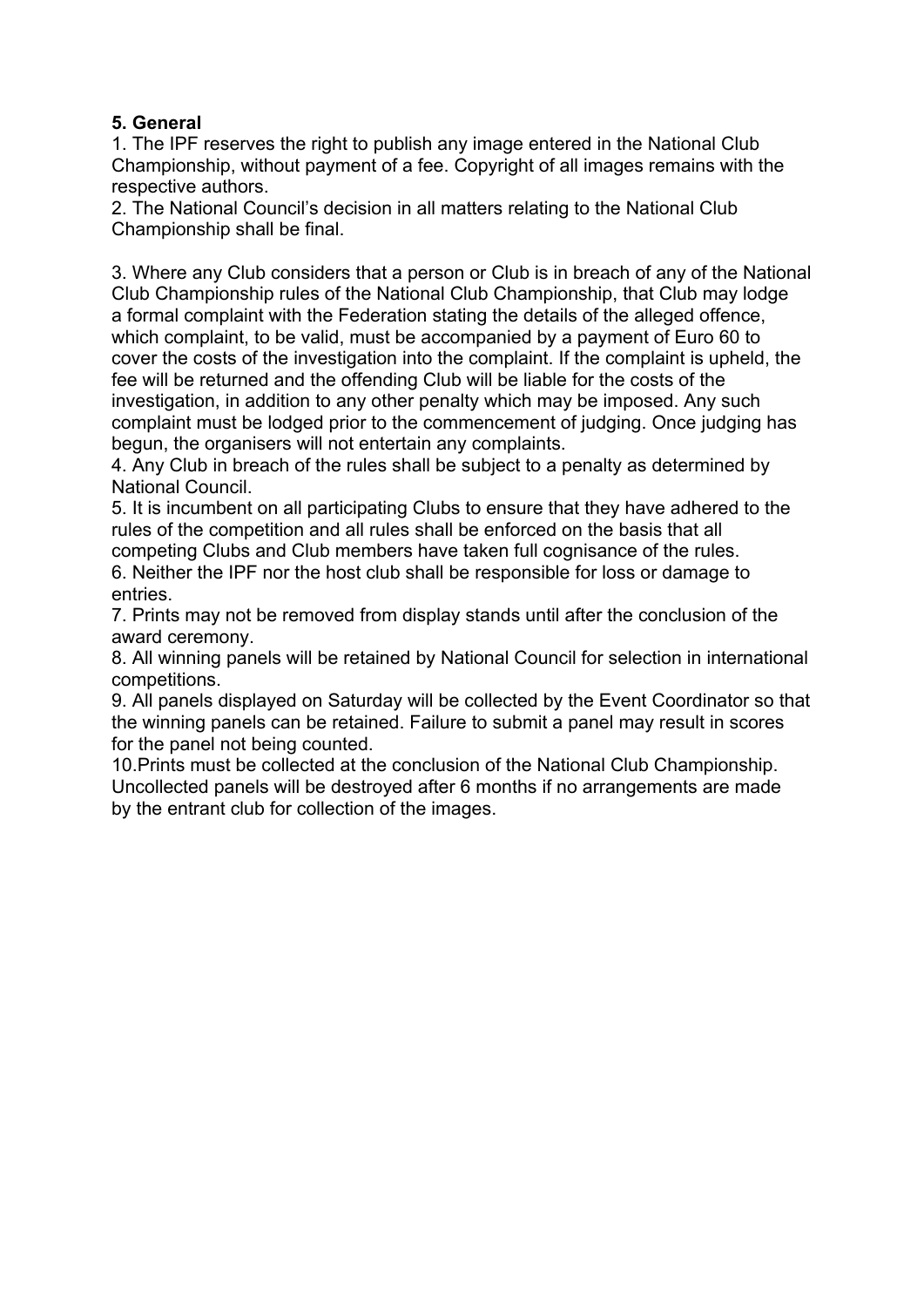**5. General**

1. The IPF reserves the right to publish any image entered in the National Club Championship, without payment of a fee. Copyright of all images remains with the respective authors.
2. The National Council's decision in all matters relating to the National Club Championship shall be final.

3. Where any Club considers that a person or Club is in breach of any of the National Club Championship rules of the National Club Championship, that Club may lodge a formal complaint with the Federation stating the details of the alleged offence, which complaint, to be valid, must be accompanied by a payment of Euro 60 to cover the costs of the investigation into the complaint. If the complaint is upheld, the fee will be returned and the offending Club will be liable for the costs of the investigation, in addition to any other penalty which may be imposed. Any such complaint must be lodged prior to the commencement of judging. Once judging has begun, the organisers will not entertain any complaints.
4. Any Club in breach of the rules shall be subject to a penalty as determined by National Council.
5. It is incumbent on all participating Clubs to ensure that they have adhered to the rules of the competition and all rules shall be enforced on the basis that all competing Clubs and Club members have taken full cognisance of the rules.
6. Neither the IPF nor the host club shall be responsible for loss or damage to entries.
7. Prints may not be removed from display stands until after the conclusion of the award ceremony.
8. All winning panels will be retained by National Council for selection in international competitions.
9. All panels displayed on Saturday will be collected by the Event Coordinator so that the winning panels can be retained. Failure to submit a panel may result in scores for the panel not being counted.
10. Prints must be collected at the conclusion of the National Club Championship. Uncollected panels will be destroyed after 6 months if no arrangements are made by the entrant club for collection of the images.